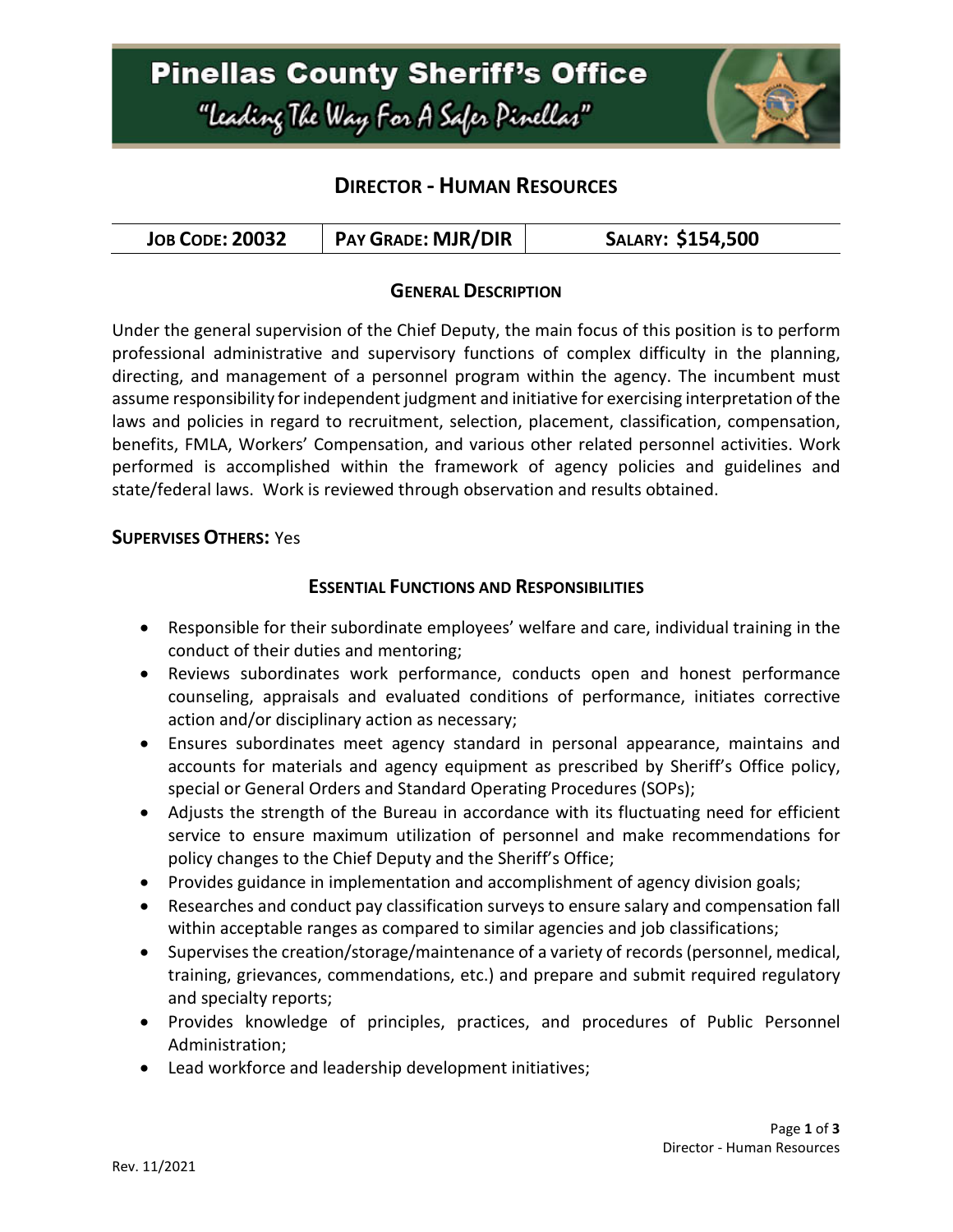# Pinellas County Sheriff's Office

*"Leading The Way For A Safer Pinellas"*

## Director - Human Resources

| Job Code: 20032 | Pay Grade: MJR/DIR | Salary: $154,500 |
|---|---|---|

### General Description

Under the general supervision of the Chief Deputy, the main focus of this position is to perform professional administrative and supervisory functions of complex difficulty in the planning, directing, and management of a personnel program within the agency. The incumbent must assume responsibility for independent judgment and initiative for exercising interpretation of the laws and policies in regard to recruitment, selection, placement, classification, compensation, benefits, FMLA, Workers' Compensation, and various other related personnel activities. Work performed is accomplished within the framework of agency policies and guidelines and state/federal laws. Work is reviewed through observation and results obtained.

**Supervises Others:** Yes

### Essential Functions and Responsibilities

- Responsible for their subordinate employees' welfare and care, individual training in the conduct of their duties and mentoring;
- Reviews subordinates work performance, conducts open and honest performance counseling, appraisals and evaluated conditions of performance, initiates corrective action and/or disciplinary action as necessary;
- Ensures subordinates meet agency standard in personal appearance, maintains and accounts for materials and agency equipment as prescribed by Sheriff's Office policy, special or General Orders and Standard Operating Procedures (SOPs);
- Adjusts the strength of the Bureau in accordance with its fluctuating need for efficient service to ensure maximum utilization of personnel and make recommendations for policy changes to the Chief Deputy and the Sheriff's Office;
- Provides guidance in implementation and accomplishment of agency division goals;
- Researches and conduct pay classification surveys to ensure salary and compensation fall within acceptable ranges as compared to similar agencies and job classifications;
- Supervises the creation/storage/maintenance of a variety of records (personnel, medical, training, grievances, commendations, etc.) and prepare and submit required regulatory and specialty reports;
- Provides knowledge of principles, practices, and procedures of Public Personnel Administration;
- Lead workforce and leadership development initiatives;

Rev. 11/2021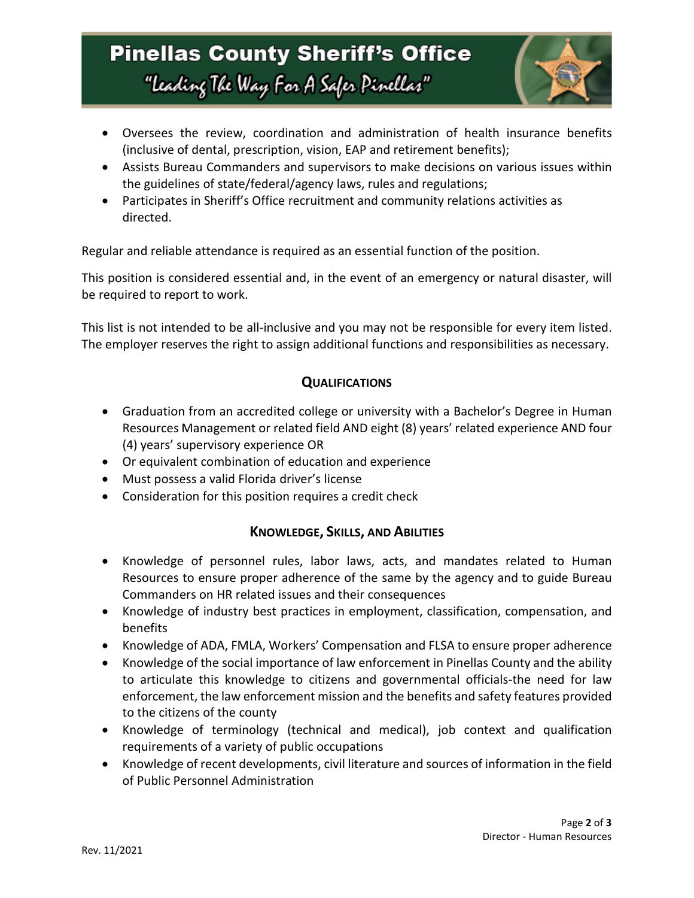- Oversees the review, coordination and administration of health insurance benefits (inclusive of dental, prescription, vision, EAP and retirement benefits);
- Assists Bureau Commanders and supervisors to make decisions on various issues within the guidelines of state/federal/agency laws, rules and regulations;
- Participates in Sheriff's Office recruitment and community relations activities as directed.

Regular and reliable attendance is required as an essential function of the position.

This position is considered essential and, in the event of an emergency or natural disaster, will be required to report to work.

This list is not intended to be all-inclusive and you may not be responsible for every item listed. The employer reserves the right to assign additional functions and responsibilities as necessary.

## QUALIFICATIONS

- Graduation from an accredited college or university with a Bachelor's Degree in Human Resources Management or related field AND eight (8) years' related experience AND four (4) years' supervisory experience OR
- Or equivalent combination of education and experience
- Must possess a valid Florida driver's license
- Consideration for this position requires a credit check

## KNOWLEDGE, SKILLS, AND ABILITIES

- Knowledge of personnel rules, labor laws, acts, and mandates related to Human Resources to ensure proper adherence of the same by the agency and to guide Bureau Commanders on HR related issues and their consequences
- Knowledge of industry best practices in employment, classification, compensation, and benefits
- Knowledge of ADA, FMLA, Workers' Compensation and FLSA to ensure proper adherence
- Knowledge of the social importance of law enforcement in Pinellas County and the ability to articulate this knowledge to citizens and governmental officials-the need for law enforcement, the law enforcement mission and the benefits and safety features provided to the citizens of the county
- Knowledge of terminology (technical and medical), job context and qualification requirements of a variety of public occupations
- Knowledge of recent developments, civil literature and sources of information in the field of Public Personnel Administration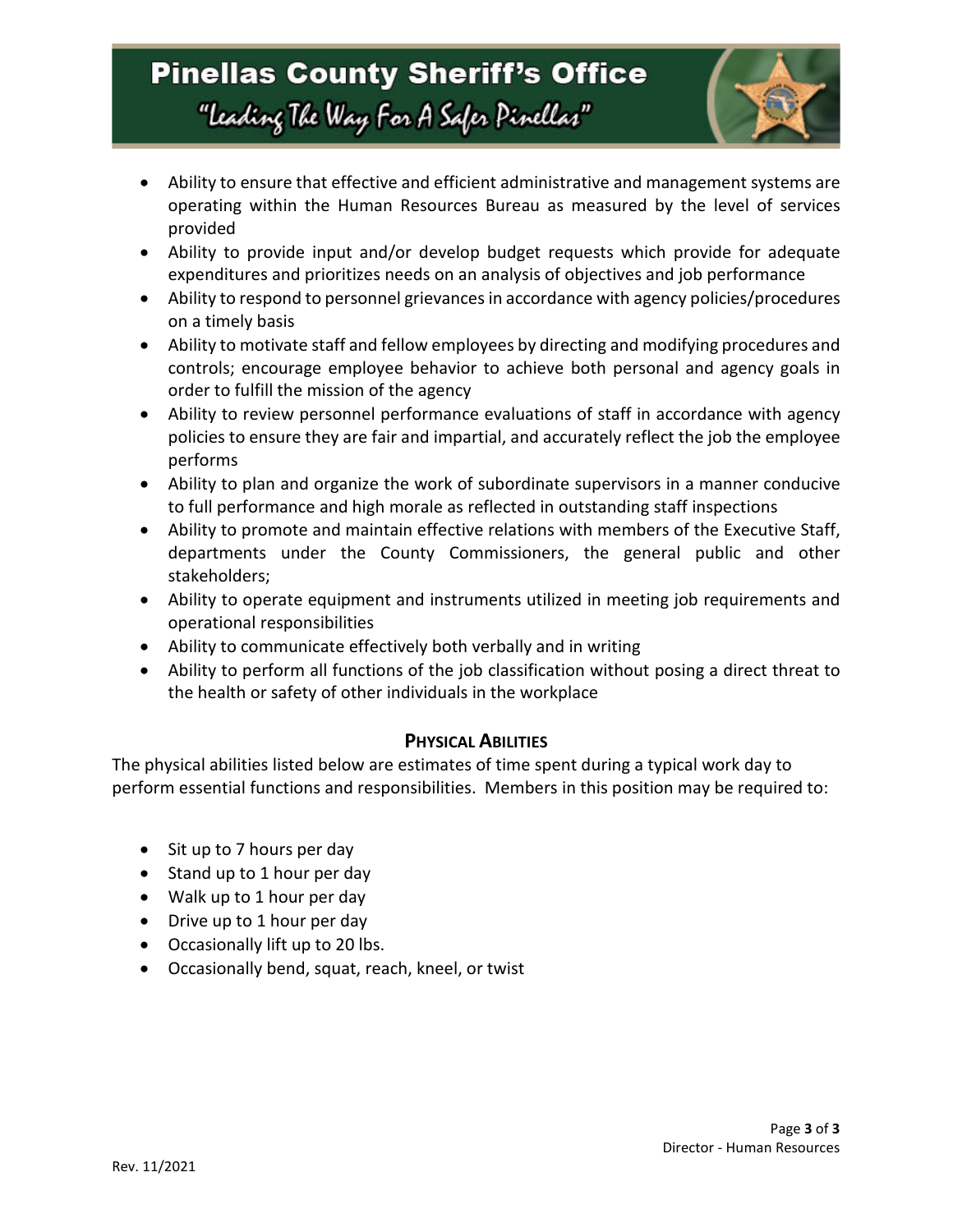- Ability to ensure that effective and efficient administrative and management systems are operating within the Human Resources Bureau as measured by the level of services provided
- Ability to provide input and/or develop budget requests which provide for adequate expenditures and prioritizes needs on an analysis of objectives and job performance
- Ability to respond to personnel grievances in accordance with agency policies/procedures on a timely basis
- Ability to motivate staff and fellow employees by directing and modifying procedures and controls; encourage employee behavior to achieve both personal and agency goals in order to fulfill the mission of the agency
- Ability to review personnel performance evaluations of staff in accordance with agency policies to ensure they are fair and impartial, and accurately reflect the job the employee performs
- Ability to plan and organize the work of subordinate supervisors in a manner conducive to full performance and high morale as reflected in outstanding staff inspections
- Ability to promote and maintain effective relations with members of the Executive Staff, departments under the County Commissioners, the general public and other stakeholders;
- Ability to operate equipment and instruments utilized in meeting job requirements and operational responsibilities
- Ability to communicate effectively both verbally and in writing
- Ability to perform all functions of the job classification without posing a direct threat to the health or safety of other individuals in the workplace

## Physical Abilities

The physical abilities listed below are estimates of time spent during a typical work day to perform essential functions and responsibilities. Members in this position may be required to:

- Sit up to 7 hours per day
- Stand up to 1 hour per day
- Walk up to 1 hour per day
- Drive up to 1 hour per day
- Occasionally lift up to 20 lbs.
- Occasionally bend, squat, reach, kneel, or twist

Rev. 11/2021